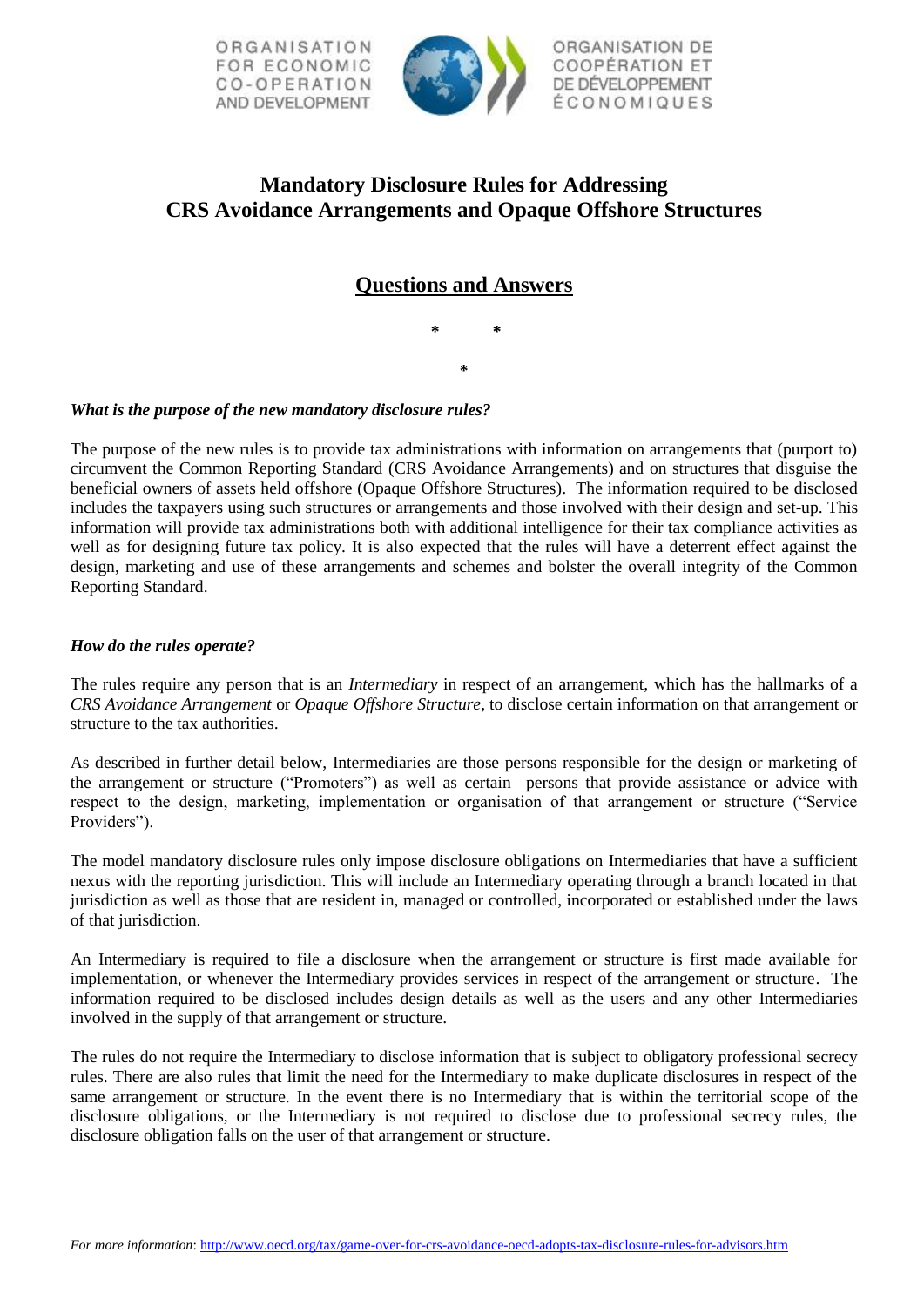ORGANISATION FOR ECONOMIC CO-OPERATION AND DEVELOPMENT

ORGANISATION DE COOPÉRATION ET DE DÉVELOPPEMENT ÉCONOMIQUES

# Mandatory Disclosure Rules for Addressing CRS Avoidance Arrangements and Opaque Offshore Structures

## Questions and Answers

\* \*

\*

***What is the purpose of the new mandatory disclosure rules?***

The purpose of the new rules is to provide tax administrations with information on arrangements that (purport to) circumvent the Common Reporting Standard (CRS Avoidance Arrangements) and on structures that disguise the beneficial owners of assets held offshore (Opaque Offshore Structures). The information required to be disclosed includes the taxpayers using such structures or arrangements and those involved with their design and set-up. This information will provide tax administrations both with additional intelligence for their tax compliance activities as well as for designing future tax policy. It is also expected that the rules will have a deterrent effect against the design, marketing and use of these arrangements and schemes and bolster the overall integrity of the Common Reporting Standard.

***How do the rules operate?***

The rules require any person that is an *Intermediary* in respect of an arrangement, which has the hallmarks of a *CRS Avoidance Arrangement* or *Opaque Offshore Structure*, to disclose certain information on that arrangement or structure to the tax authorities.

As described in further detail below, Intermediaries are those persons responsible for the design or marketing of the arrangement or structure ("Promoters") as well as certain persons that provide assistance or advice with respect to the design, marketing, implementation or organisation of that arrangement or structure ("Service Providers").

The model mandatory disclosure rules only impose disclosure obligations on Intermediaries that have a sufficient nexus with the reporting jurisdiction. This will include an Intermediary operating through a branch located in that jurisdiction as well as those that are resident in, managed or controlled, incorporated or established under the laws of that jurisdiction.

An Intermediary is required to file a disclosure when the arrangement or structure is first made available for implementation, or whenever the Intermediary provides services in respect of the arrangement or structure. The information required to be disclosed includes design details as well as the users and any other Intermediaries involved in the supply of that arrangement or structure.

The rules do not require the Intermediary to disclose information that is subject to obligatory professional secrecy rules. There are also rules that limit the need for the Intermediary to make duplicate disclosures in respect of the same arrangement or structure. In the event there is no Intermediary that is within the territorial scope of the disclosure obligations, or the Intermediary is not required to disclose due to professional secrecy rules, the disclosure obligation falls on the user of that arrangement or structure.

*For more information*: http://www.oecd.org/tax/game-over-for-crs-avoidance-oecd-adopts-tax-disclosure-rules-for-advisors.htm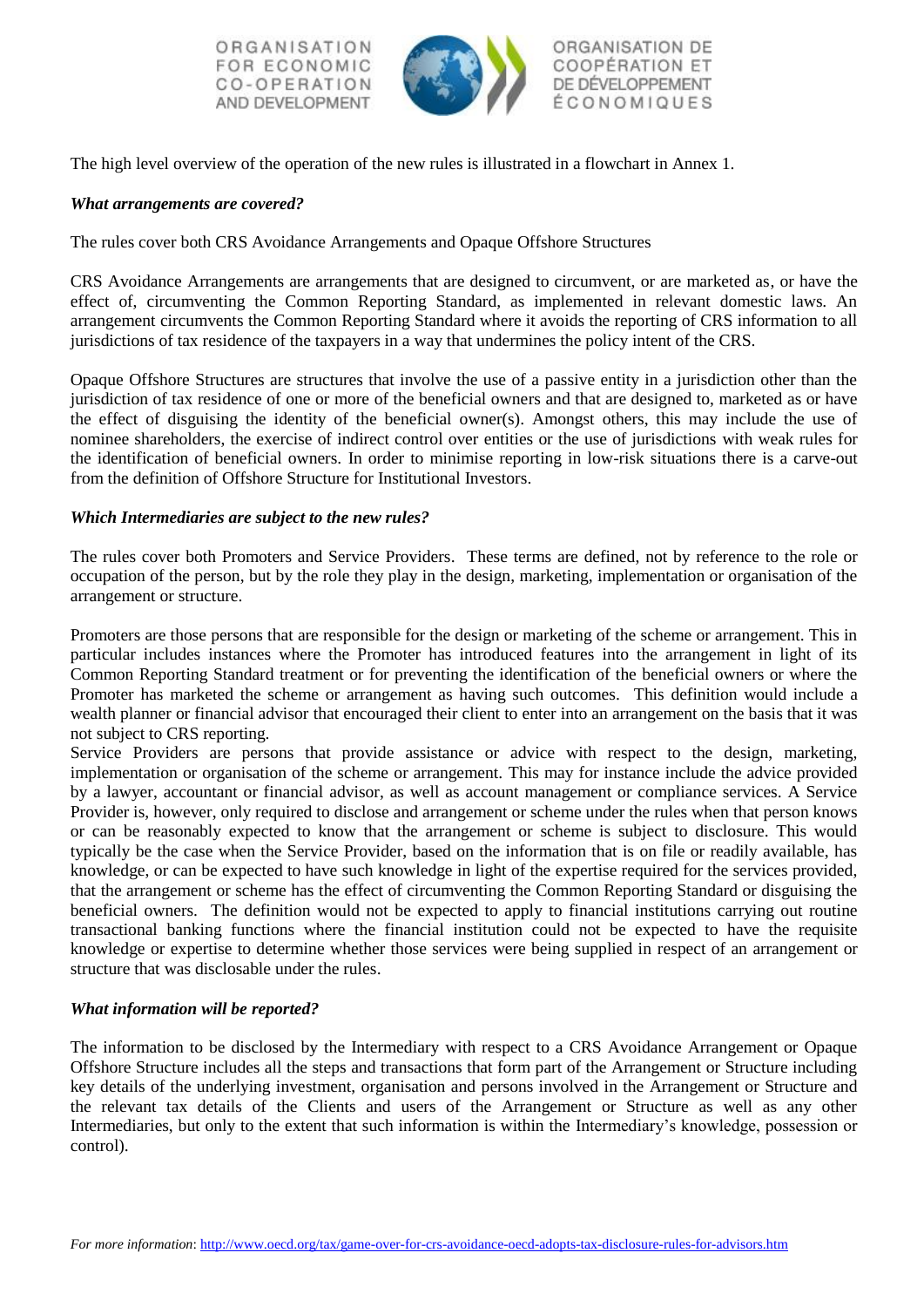The high level overview of the operation of the new rules is illustrated in a flowchart in Annex 1.

***What arrangements are covered?***

The rules cover both CRS Avoidance Arrangements and Opaque Offshore Structures

CRS Avoidance Arrangements are arrangements that are designed to circumvent, or are marketed as, or have the effect of, circumventing the Common Reporting Standard, as implemented in relevant domestic laws. An arrangement circumvents the Common Reporting Standard where it avoids the reporting of CRS information to all jurisdictions of tax residence of the taxpayers in a way that undermines the policy intent of the CRS.

Opaque Offshore Structures are structures that involve the use of a passive entity in a jurisdiction other than the jurisdiction of tax residence of one or more of the beneficial owners and that are designed to, marketed as or have the effect of disguising the identity of the beneficial owner(s). Amongst others, this may include the use of nominee shareholders, the exercise of indirect control over entities or the use of jurisdictions with weak rules for the identification of beneficial owners. In order to minimise reporting in low-risk situations there is a carve-out from the definition of Offshore Structure for Institutional Investors.

***Which Intermediaries are subject to the new rules?***

The rules cover both Promoters and Service Providers. These terms are defined, not by reference to the role or occupation of the person, but by the role they play in the design, marketing, implementation or organisation of the arrangement or structure.

Promoters are those persons that are responsible for the design or marketing of the scheme or arrangement. This in particular includes instances where the Promoter has introduced features into the arrangement in light of its Common Reporting Standard treatment or for preventing the identification of the beneficial owners or where the Promoter has marketed the scheme or arrangement as having such outcomes. This definition would include a wealth planner or financial advisor that encouraged their client to enter into an arrangement on the basis that it was not subject to CRS reporting.

Service Providers are persons that provide assistance or advice with respect to the design, marketing, implementation or organisation of the scheme or arrangement. This may for instance include the advice provided by a lawyer, accountant or financial advisor, as well as account management or compliance services. A Service Provider is, however, only required to disclose and arrangement or scheme under the rules when that person knows or can be reasonably expected to know that the arrangement or scheme is subject to disclosure. This would typically be the case when the Service Provider, based on the information that is on file or readily available, has knowledge, or can be expected to have such knowledge in light of the expertise required for the services provided, that the arrangement or scheme has the effect of circumventing the Common Reporting Standard or disguising the beneficial owners. The definition would not be expected to apply to financial institutions carrying out routine transactional banking functions where the financial institution could not be expected to have the requisite knowledge or expertise to determine whether those services were being supplied in respect of an arrangement or structure that was disclosable under the rules.

***What information will be reported?***

The information to be disclosed by the Intermediary with respect to a CRS Avoidance Arrangement or Opaque Offshore Structure includes all the steps and transactions that form part of the Arrangement or Structure including key details of the underlying investment, organisation and persons involved in the Arrangement or Structure and the relevant tax details of the Clients and users of the Arrangement or Structure as well as any other Intermediaries, but only to the extent that such information is within the Intermediary's knowledge, possession or control).

*For more information*: http://www.oecd.org/tax/game-over-for-crs-avoidance-oecd-adopts-tax-disclosure-rules-for-advisors.htm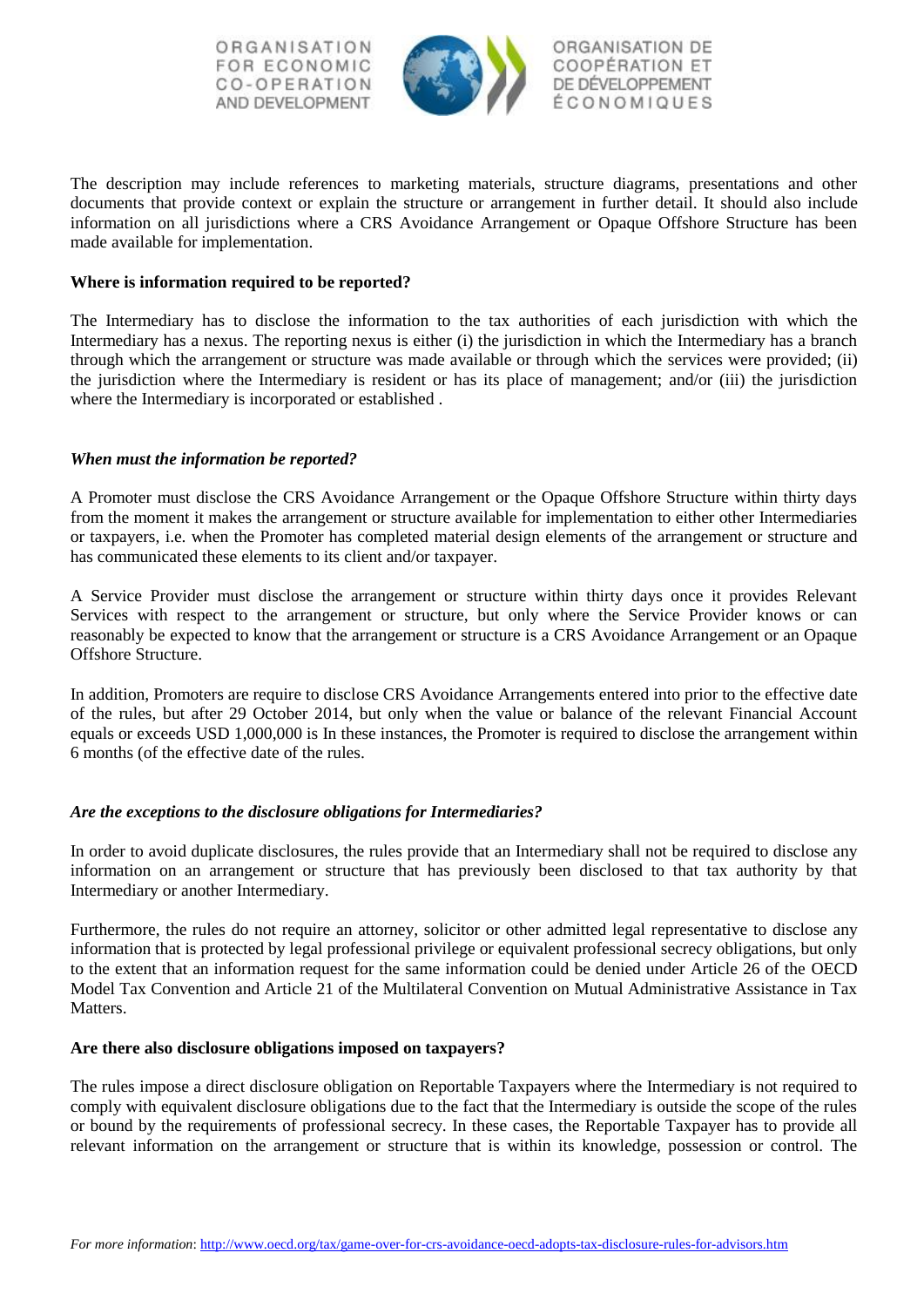The description may include references to marketing materials, structure diagrams, presentations and other documents that provide context or explain the structure or arrangement in further detail. It should also include information on all jurisdictions where a CRS Avoidance Arrangement or Opaque Offshore Structure has been made available for implementation.

**Where is information required to be reported?**

The Intermediary has to disclose the information to the tax authorities of each jurisdiction with which the Intermediary has a nexus. The reporting nexus is either (i) the jurisdiction in which the Intermediary has a branch through which the arrangement or structure was made available or through which the services were provided; (ii) the jurisdiction where the Intermediary is resident or has its place of management; and/or (iii) the jurisdiction where the Intermediary is incorporated or established .

***When must the information be reported?***

A Promoter must disclose the CRS Avoidance Arrangement or the Opaque Offshore Structure within thirty days from the moment it makes the arrangement or structure available for implementation to either other Intermediaries or taxpayers, i.e. when the Promoter has completed material design elements of the arrangement or structure and has communicated these elements to its client and/or taxpayer.

A Service Provider must disclose the arrangement or structure within thirty days once it provides Relevant Services with respect to the arrangement or structure, but only where the Service Provider knows or can reasonably be expected to know that the arrangement or structure is a CRS Avoidance Arrangement or an Opaque Offshore Structure.

In addition, Promoters are require to disclose CRS Avoidance Arrangements entered into prior to the effective date of the rules, but after 29 October 2014, but only when the value or balance of the relevant Financial Account equals or exceeds USD 1,000,000 is In these instances, the Promoter is required to disclose the arrangement within 6 months (of the effective date of the rules.

***Are the exceptions to the disclosure obligations for Intermediaries?***

In order to avoid duplicate disclosures, the rules provide that an Intermediary shall not be required to disclose any information on an arrangement or structure that has previously been disclosed to that tax authority by that Intermediary or another Intermediary.

Furthermore, the rules do not require an attorney, solicitor or other admitted legal representative to disclose any information that is protected by legal professional privilege or equivalent professional secrecy obligations, but only to the extent that an information request for the same information could be denied under Article 26 of the OECD Model Tax Convention and Article 21 of the Multilateral Convention on Mutual Administrative Assistance in Tax Matters.

**Are there also disclosure obligations imposed on taxpayers?**

The rules impose a direct disclosure obligation on Reportable Taxpayers where the Intermediary is not required to comply with equivalent disclosure obligations due to the fact that the Intermediary is outside the scope of the rules or bound by the requirements of professional secrecy. In these cases, the Reportable Taxpayer has to provide all relevant information on the arrangement or structure that is within its knowledge, possession or control. The

*For more information*: http://www.oecd.org/tax/game-over-for-crs-avoidance-oecd-adopts-tax-disclosure-rules-for-advisors.htm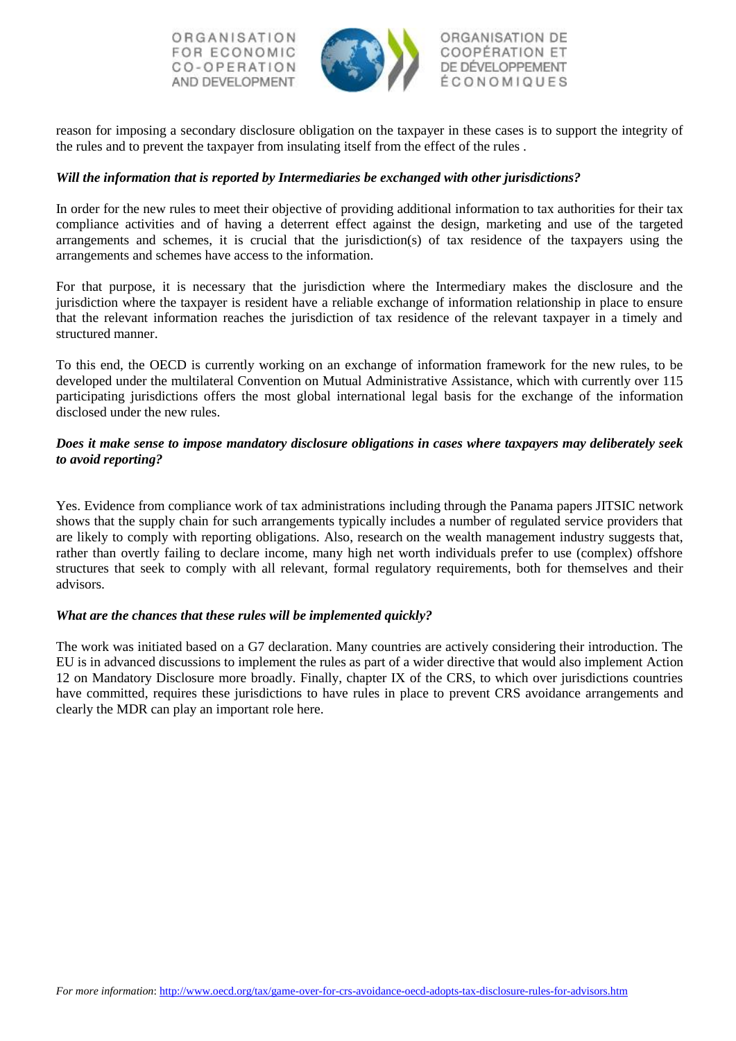reason for imposing a secondary disclosure obligation on the taxpayer in these cases is to support the integrity of the rules and to prevent the taxpayer from insulating itself from the effect of the rules .

***Will the information that is reported by Intermediaries be exchanged with other jurisdictions?***

In order for the new rules to meet their objective of providing additional information to tax authorities for their tax compliance activities and of having a deterrent effect against the design, marketing and use of the targeted arrangements and schemes, it is crucial that the jurisdiction(s) of tax residence of the taxpayers using the arrangements and schemes have access to the information.

For that purpose, it is necessary that the jurisdiction where the Intermediary makes the disclosure and the jurisdiction where the taxpayer is resident have a reliable exchange of information relationship in place to ensure that the relevant information reaches the jurisdiction of tax residence of the relevant taxpayer in a timely and structured manner.

To this end, the OECD is currently working on an exchange of information framework for the new rules, to be developed under the multilateral Convention on Mutual Administrative Assistance, which with currently over 115 participating jurisdictions offers the most global international legal basis for the exchange of the information disclosed under the new rules.

***Does it make sense to impose mandatory disclosure obligations in cases where taxpayers may deliberately seek to avoid reporting?***

Yes. Evidence from compliance work of tax administrations including through the Panama papers JITSIC network shows that the supply chain for such arrangements typically includes a number of regulated service providers that are likely to comply with reporting obligations. Also, research on the wealth management industry suggests that, rather than overtly failing to declare income, many high net worth individuals prefer to use (complex) offshore structures that seek to comply with all relevant, formal regulatory requirements, both for themselves and their advisors.

***What are the chances that these rules will be implemented quickly?***

The work was initiated based on a G7 declaration. Many countries are actively considering their introduction. The EU is in advanced discussions to implement the rules as part of a wider directive that would also implement Action 12 on Mandatory Disclosure more broadly. Finally, chapter IX of the CRS, to which over jurisdictions countries have committed, requires these jurisdictions to have rules in place to prevent CRS avoidance arrangements and clearly the MDR can play an important role here.

*For more information*: http://www.oecd.org/tax/game-over-for-crs-avoidance-oecd-adopts-tax-disclosure-rules-for-advisors.htm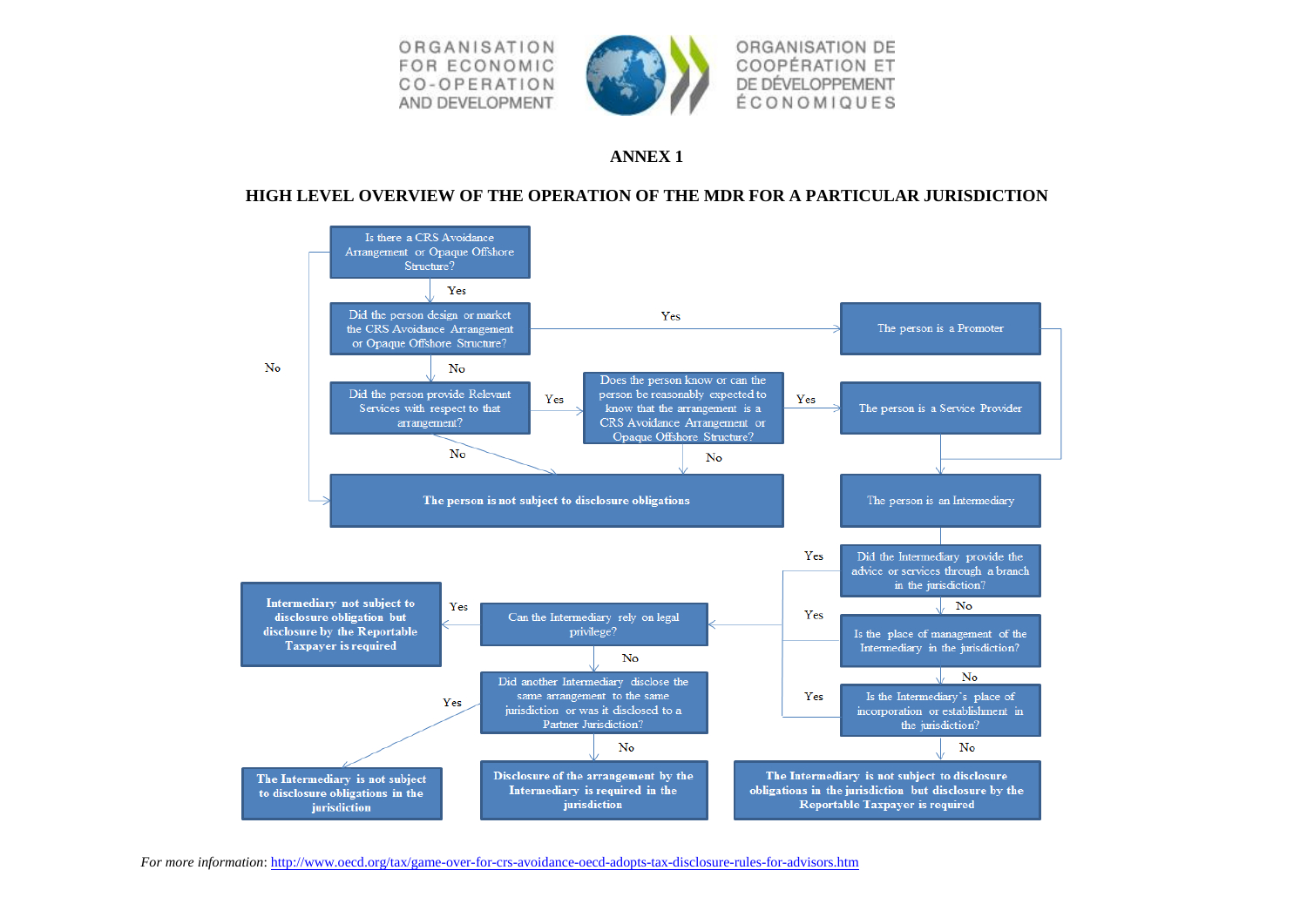ORGANISATION FOR ECONOMIC CO-OPERATION AND DEVELOPMENT

ORGANISATION DE COOPÉRATION ET DE DÉVELOPPEMENT ÉCONOMIQUES

## ANNEX 1

## HIGH LEVEL OVERVIEW OF THE OPERATION OF THE MDR FOR A PARTICULAR JURISDICTION

Is there a CRS Avoidance Arrangement or Opaque Offshore Structure?

Yes

Did the person design or market the CRS Avoidance Arrangement or Opaque Offshore Structure?

Yes

The person is a Promoter

No

No

Did the person provide Relevant Services with respect to that arrangement?

Yes

Does the person know or can the person be reasonably expected to know that the arrangement is a CRS Avoidance Arrangement or Opaque Offshore Structure?

Yes

The person is a Service Provider

No

No

**The person is not subject to disclosure obligations**

The person is an Intermediary

Yes

Did the Intermediary provide the advice or services through a branch in the jurisdiction?

No

Yes

Is the place of management of the Intermediary in the jurisdiction?

No

Yes

Is the Intermediary's place of incorporation or establishment in the jurisdiction?

No

**The Intermediary is not subject to disclosure obligations in the jurisdiction but disclosure by the Reportable Taxpayer is required**

Can the Intermediary rely on legal privilege?

Yes

**Intermediary not subject to disclosure obligation but disclosure by the Reportable Taxpayer is required**

No

Did another Intermediary disclose the same arrangement to the same jurisdiction or was it disclosed to a Partner Jurisdiction?

Yes

**The Intermediary is not subject to disclosure obligations in the jurisdiction**

No

**Disclosure of the arrangement by the Intermediary is required in the jurisdiction**

*For more information*: http://www.oecd.org/tax/game-over-for-crs-avoidance-oecd-adopts-tax-disclosure-rules-for-advisors.htm